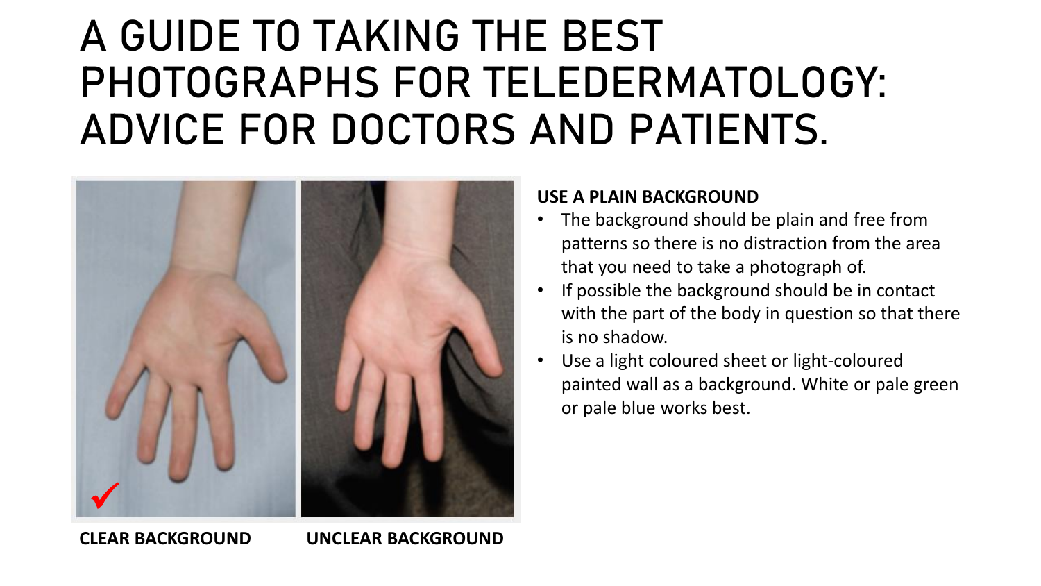# A GUIDE TO TAKING THE BEST PHOTOGRAPHS FOR TELEDERMATOLOGY: ADVICE FOR DOCTORS AND PATIENTS.

**CLEAR BACKGROUND** **UNCLEAR BACKGROUND**

**USE A PLAIN BACKGROUND**

- The background should be plain and free from patterns so there is no distraction from the area that you need to take a photograph of.
- If possible the background should be in contact with the part of the body in question so that there is no shadow.
- Use a light coloured sheet or light-coloured painted wall as a background. White or pale green or pale blue works best.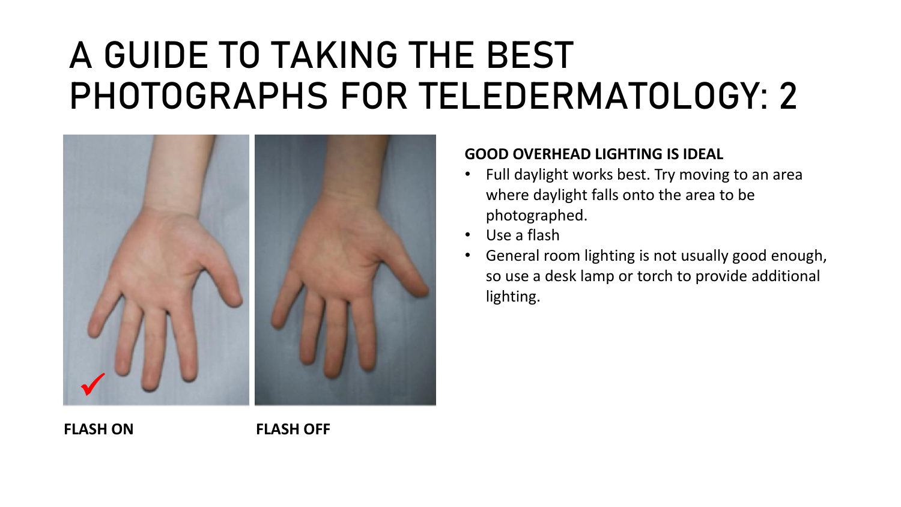# A GUIDE TO TAKING THE BEST PHOTOGRAPHS FOR TELEDERMATOLOGY: 2

**FLASH ON**

**FLASH OFF**

**GOOD OVERHEAD LIGHTING IS IDEAL**

- Full daylight works best. Try moving to an area where daylight falls onto the area to be photographed.
- Use a flash
- General room lighting is not usually good enough, so use a desk lamp or torch to provide additional lighting.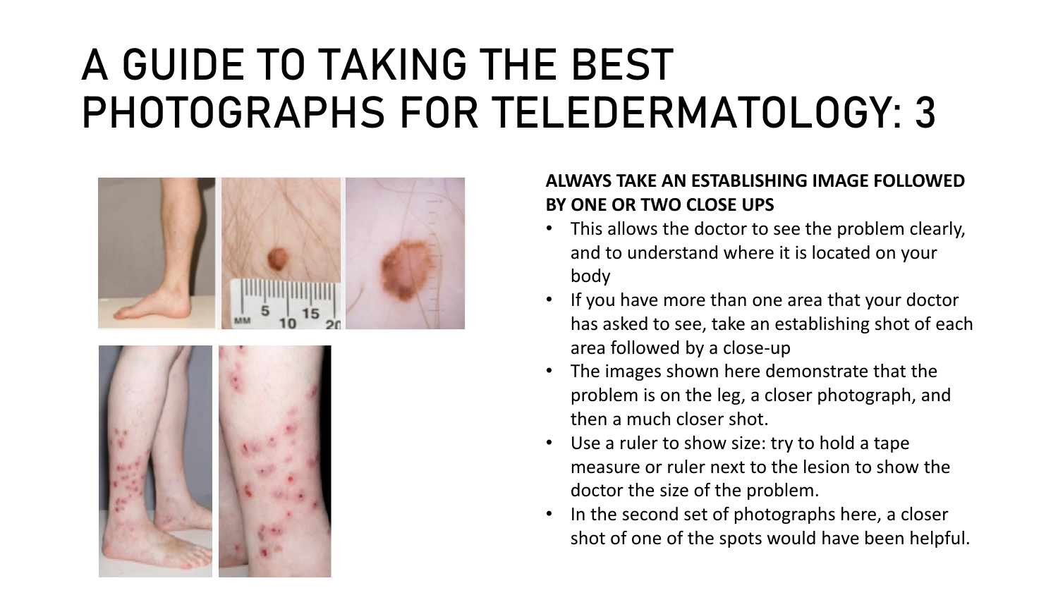# A GUIDE TO TAKING THE BEST PHOTOGRAPHS FOR TELEDERMATOLOGY: 3

**ALWAYS TAKE AN ESTABLISHING IMAGE FOLLOWED BY ONE OR TWO CLOSE UPS**

- This allows the doctor to see the problem clearly, and to understand where it is located on your body
- If you have more than one area that your doctor has asked to see, take an establishing shot of each area followed by a close-up
- The images shown here demonstrate that the problem is on the leg, a closer photograph, and then a much closer shot.
- Use a ruler to show size: try to hold a tape measure or ruler next to the lesion to show the doctor the size of the problem.
- In the second set of photographs here, a closer shot of one of the spots would have been helpful.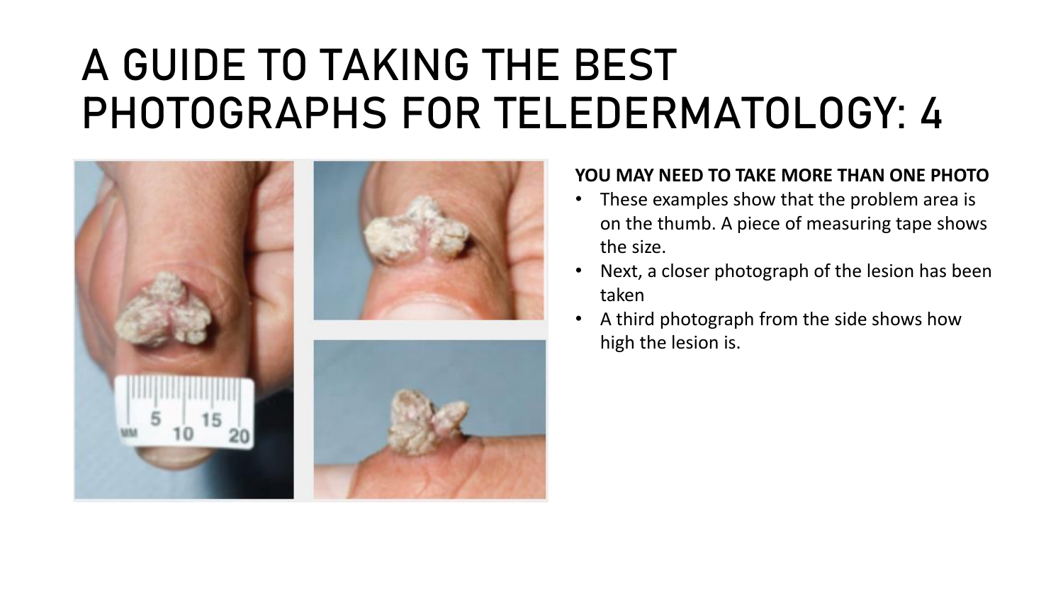# A GUIDE TO TAKING THE BEST PHOTOGRAPHS FOR TELEDERMATOLOGY: 4

**YOU MAY NEED TO TAKE MORE THAN ONE PHOTO**

- These examples show that the problem area is on the thumb. A piece of measuring tape shows the size.
- Next, a closer photograph of the lesion has been taken
- A third photograph from the side shows how high the lesion is.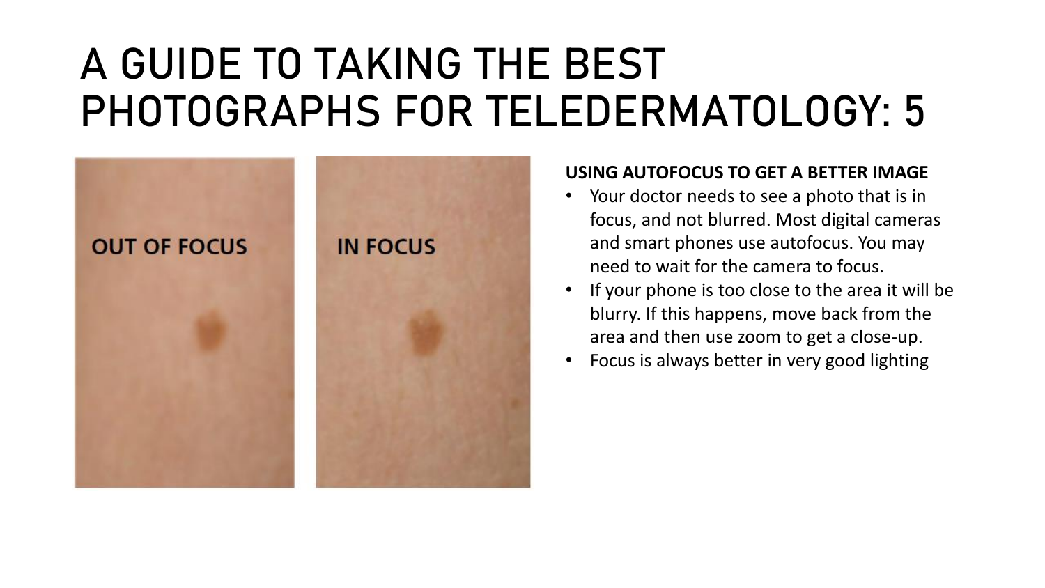# A GUIDE TO TAKING THE BEST PHOTOGRAPHS FOR TELEDERMATOLOGY: 5

OUT OF FOCUS

IN FOCUS

**USING AUTOFOCUS TO GET A BETTER IMAGE**

- Your doctor needs to see a photo that is in focus, and not blurred. Most digital cameras and smart phones use autofocus. You may need to wait for the camera to focus.
- If your phone is too close to the area it will be blurry. If this happens, move back from the area and then use zoom to get a close-up.
- Focus is always better in very good lighting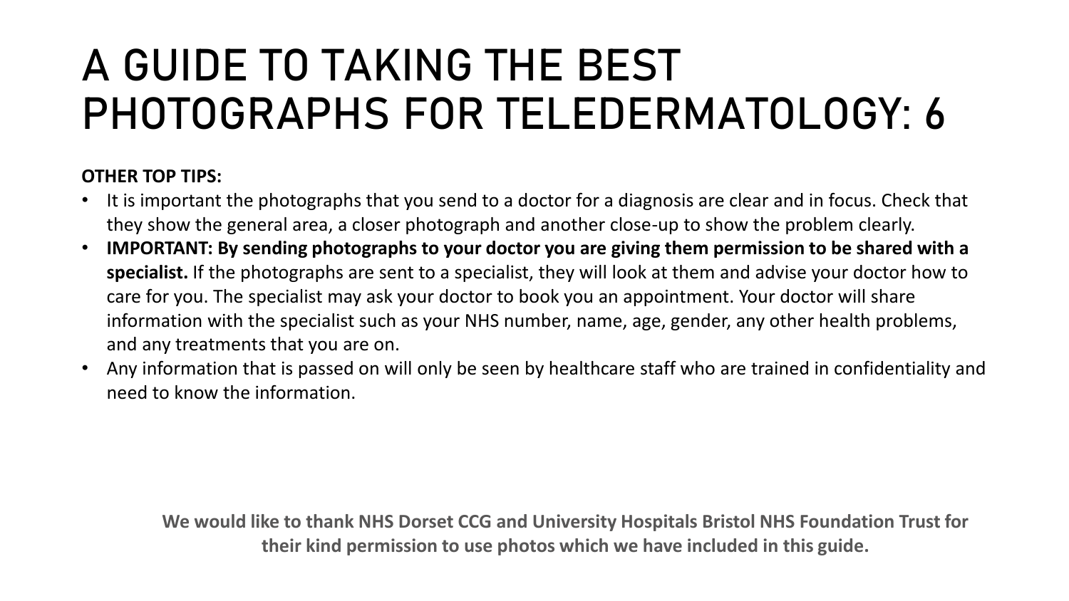# A GUIDE TO TAKING THE BEST PHOTOGRAPHS FOR TELEDERMATOLOGY: 6

**OTHER TOP TIPS:**

- It is important the photographs that you send to a doctor for a diagnosis are clear and in focus. Check that they show the general area, a closer photograph and another close-up to show the problem clearly.
- **IMPORTANT: By sending photographs to your doctor you are giving them permission to be shared with a specialist.** If the photographs are sent to a specialist, they will look at them and advise your doctor how to care for you. The specialist may ask your doctor to book you an appointment. Your doctor will share information with the specialist such as your NHS number, name, age, gender, any other health problems, and any treatments that you are on.
- Any information that is passed on will only be seen by healthcare staff who are trained in confidentiality and need to know the information.

**We would like to thank NHS Dorset CCG and University Hospitals Bristol NHS Foundation Trust for their kind permission to use photos which we have included in this guide.**